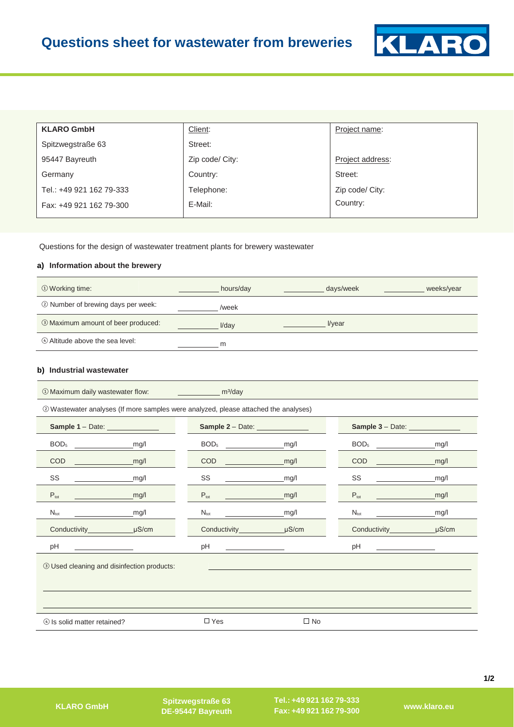# Questions sheet for wastewater from breweries

| KLARO GmbH | Client: | Project name: |
|---|---|---|
| Spitzwegstraße 63 | Street: | |
| 95447 Bayreuth | Zip code/ City: | Project address: |
| Germany | Country: | Street: |
| Tel.: +49 921 162 79-333 | Telephone: | Zip code/ City: |
| Fax: +49 921 162 79-300 | E-Mail: | Country: |

Questions for the design of wastewater treatment plants for brewery wastewater

### a) Information about the brewery

| | | | |
|---|---|---|---|
| ① Working time: | ______ hours/day | ______ days/week | ______ weeks/year |
| ② Number of brewing days per week: | ______ /week | | |
| ③ Maximum amount of beer produced: | ______ l/day | ______ l/year | |
| ④ Altitude above the sea level: | ______ m | | |

### b) Industrial wastewater

① Maximum daily wastewater flow: ______ $m^3$/day

② Wastewater analyses (If more samples were analyzed, please attached the analyses)

| Sample 1 – Date: ______ | Sample 2 – Date: ______ | Sample 3 – Date: ______ |
|---|---|---|
| $BOD_5$ ______ mg/l | $BOD_5$ ______ mg/l | $BOD_5$ ______ mg/l |
| COD ______ mg/l | COD ______ mg/l | COD ______ mg/l |
| SS ______ mg/l | SS ______ mg/l | SS ______ mg/l |
| $P_{tot}$ ______ mg/l | $P_{tot}$ ______ mg/l | $P_{tot}$ ______ mg/l |
| $N_{tot}$ ______ mg/l | $N_{tot}$ ______ mg/l | $N_{tot}$ ______ mg/l |
| Conductivity ______ µS/cm | Conductivity ______ µS/cm | Conductivity ______ µS/cm |
| pH ______ | pH ______ | pH ______ |

③ Used cleaning and disinfection products: ______________________________

______________________________

______________________________

④ Is solid matter retained? ☐ Yes ☐ No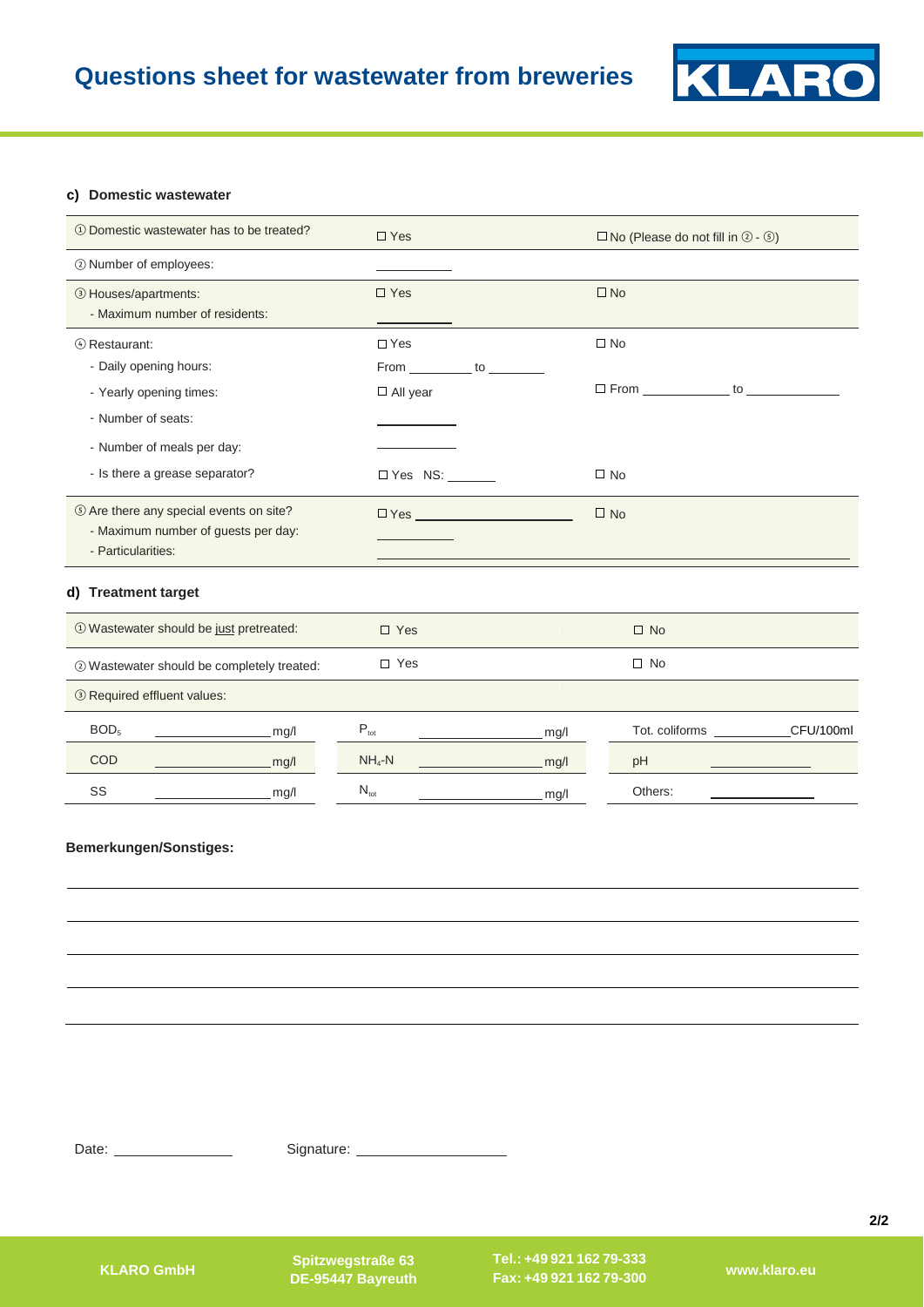# Questions sheet for wastewater from breweries

### c) Domestic wastewater

| | | |
|---|---|---|
| ① Domestic wastewater has to be treated? | ☐ Yes | ☐ No (Please do not fill in ② - ⑤) |
| ② Number of employees: | ____________ | |
| ③ Houses/apartments:<br>- Maximum number of residents: | ☐ Yes<br>____________ | ☐ No |
| ④ Restaurant: | ☐ Yes | ☐ No |
| - Daily opening hours: | From ________ to ________ | |
| - Yearly opening times: | ☐ All year | ☐ From ____________ to ____________ |
| - Number of seats: | ____________ | |
| - Number of meals per day: | ____________ | |
| - Is there a grease separator? | ☐ Yes NS: _______ | ☐ No |
| ⑤ Are there any special events on site?<br>- Maximum number of guests per day:<br>- Particularities: | ☐ Yes ____________________<br>____________<br>____________________________________________ | ☐ No |

### d) Treatment target

| | | |
|---|---|---|
| ① Wastewater should be just pretreated: | ☐ Yes | ☐ No |
| ② Wastewater should be completely treated: | ☐ Yes | ☐ No |
| ③ Required effluent values: | | |

| | | | | | |
|---|---|---|---|---|---|
| $BOD_5$ | ____________ mg/l | $P_{tot}$ | ____________ mg/l | Tot. coliforms | ____________ CFU/100ml |
| COD | ____________ mg/l | $NH_4$-N | ____________ mg/l | pH | ____________ |
| SS | ____________ mg/l | $N_{tot}$ | ____________ mg/l | Others: | ____________ |

**Bemerkungen/Sonstiges:**

______________________________________________________________________

______________________________________________________________________

______________________________________________________________________

______________________________________________________________________

______________________________________________________________________

Date: ______________ Signature: __________________

KLARO GmbH | Spitzwegstraße 63, DE-95447 Bayreuth | Tel.: +49 921 162 79-333, Fax: +49 921 162 79-300 | www.klaro.eu